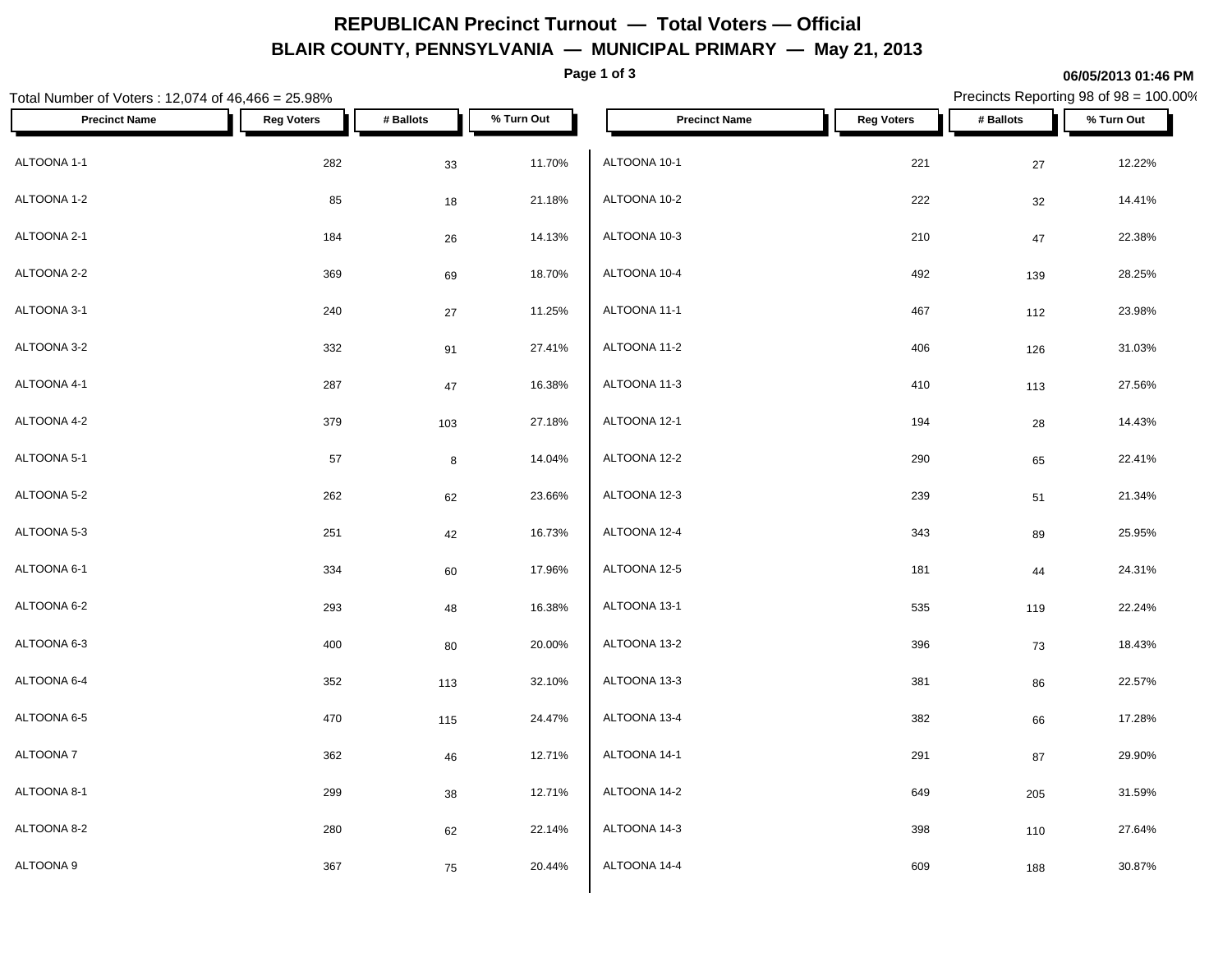# REPUBLICAN Precinct Turnout — Total Voters — Official

## BLAIR COUNTY, PENNSYLVANIA — MUNICIPAL PRIMARY — May 21, 2013

06/05/2013 01:46 PM

Total Number of Voters : 12,074 of 46,466 = 25.98%

Precincts Reporting 98 of 98 = 100.00%

| Precinct Name | Reg Voters | # Ballots | % Turn Out |
|---|---|---|---|
| ALTOONA 1-1 | 282 | 33 | 11.70% |
| ALTOONA 1-2 | 85 | 18 | 21.18% |
| ALTOONA 2-1 | 184 | 26 | 14.13% |
| ALTOONA 2-2 | 369 | 69 | 18.70% |
| ALTOONA 3-1 | 240 | 27 | 11.25% |
| ALTOONA 3-2 | 332 | 91 | 27.41% |
| ALTOONA 4-1 | 287 | 47 | 16.38% |
| ALTOONA 4-2 | 379 | 103 | 27.18% |
| ALTOONA 5-1 | 57 | 8 | 14.04% |
| ALTOONA 5-2 | 262 | 62 | 23.66% |
| ALTOONA 5-3 | 251 | 42 | 16.73% |
| ALTOONA 6-1 | 334 | 60 | 17.96% |
| ALTOONA 6-2 | 293 | 48 | 16.38% |
| ALTOONA 6-3 | 400 | 80 | 20.00% |
| ALTOONA 6-4 | 352 | 113 | 32.10% |
| ALTOONA 6-5 | 470 | 115 | 24.47% |
| ALTOONA 7 | 362 | 46 | 12.71% |
| ALTOONA 8-1 | 299 | 38 | 12.71% |
| ALTOONA 8-2 | 280 | 62 | 22.14% |
| ALTOONA 9 | 367 | 75 | 20.44% |
| ALTOONA 10-1 | 221 | 27 | 12.22% |
| ALTOONA 10-2 | 222 | 32 | 14.41% |
| ALTOONA 10-3 | 210 | 47 | 22.38% |
| ALTOONA 10-4 | 492 | 139 | 28.25% |
| ALTOONA 11-1 | 467 | 112 | 23.98% |
| ALTOONA 11-2 | 406 | 126 | 31.03% |
| ALTOONA 11-3 | 410 | 113 | 27.56% |
| ALTOONA 12-1 | 194 | 28 | 14.43% |
| ALTOONA 12-2 | 290 | 65 | 22.41% |
| ALTOONA 12-3 | 239 | 51 | 21.34% |
| ALTOONA 12-4 | 343 | 89 | 25.95% |
| ALTOONA 12-5 | 181 | 44 | 24.31% |
| ALTOONA 13-1 | 535 | 119 | 22.24% |
| ALTOONA 13-2 | 396 | 73 | 18.43% |
| ALTOONA 13-3 | 381 | 86 | 22.57% |
| ALTOONA 13-4 | 382 | 66 | 17.28% |
| ALTOONA 14-1 | 291 | 87 | 29.90% |
| ALTOONA 14-2 | 649 | 205 | 31.59% |
| ALTOONA 14-3 | 398 | 110 | 27.64% |
| ALTOONA 14-4 | 609 | 188 | 30.87% |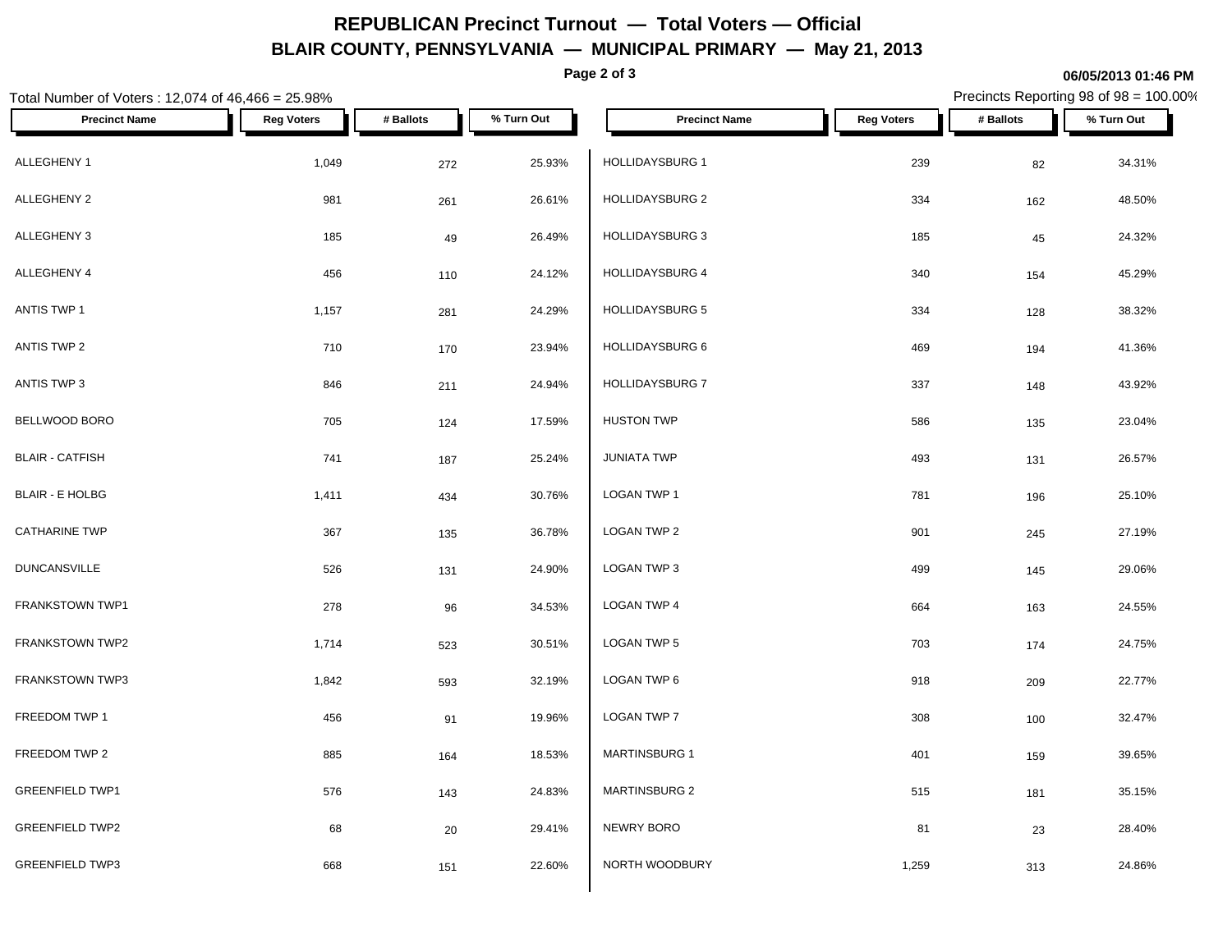# REPUBLICAN Precinct Turnout — Total Voters — Official

## BLAIR COUNTY, PENNSYLVANIA — MUNICIPAL PRIMARY — May 21, 2013

06/05/2013 01:46 PM

Total Number of Voters : 12,074 of 46,466 = 25.98%

Precincts Reporting 98 of 98 = 100.00%

| Precinct Name | Reg Voters | # Ballots | % Turn Out |
|---|---|---|---|
| ALLEGHENY 1 | 1,049 | 272 | 25.93% |
| ALLEGHENY 2 | 981 | 261 | 26.61% |
| ALLEGHENY 3 | 185 | 49 | 26.49% |
| ALLEGHENY 4 | 456 | 110 | 24.12% |
| ANTIS TWP 1 | 1,157 | 281 | 24.29% |
| ANTIS TWP 2 | 710 | 170 | 23.94% |
| ANTIS TWP 3 | 846 | 211 | 24.94% |
| BELLWOOD BORO | 705 | 124 | 17.59% |
| BLAIR - CATFISH | 741 | 187 | 25.24% |
| BLAIR - E HOLBG | 1,411 | 434 | 30.76% |
| CATHARINE TWP | 367 | 135 | 36.78% |
| DUNCANSVILLE | 526 | 131 | 24.90% |
| FRANKSTOWN TWP1 | 278 | 96 | 34.53% |
| FRANKSTOWN TWP2 | 1,714 | 523 | 30.51% |
| FRANKSTOWN TWP3 | 1,842 | 593 | 32.19% |
| FREEDOM TWP 1 | 456 | 91 | 19.96% |
| FREEDOM TWP 2 | 885 | 164 | 18.53% |
| GREENFIELD TWP1 | 576 | 143 | 24.83% |
| GREENFIELD TWP2 | 68 | 20 | 29.41% |
| GREENFIELD TWP3 | 668 | 151 | 22.60% |
| HOLLIDAYSBURG 1 | 239 | 82 | 34.31% |
| HOLLIDAYSBURG 2 | 334 | 162 | 48.50% |
| HOLLIDAYSBURG 3 | 185 | 45 | 24.32% |
| HOLLIDAYSBURG 4 | 340 | 154 | 45.29% |
| HOLLIDAYSBURG 5 | 334 | 128 | 38.32% |
| HOLLIDAYSBURG 6 | 469 | 194 | 41.36% |
| HOLLIDAYSBURG 7 | 337 | 148 | 43.92% |
| HUSTON TWP | 586 | 135 | 23.04% |
| JUNIATA TWP | 493 | 131 | 26.57% |
| LOGAN TWP 1 | 781 | 196 | 25.10% |
| LOGAN TWP 2 | 901 | 245 | 27.19% |
| LOGAN TWP 3 | 499 | 145 | 29.06% |
| LOGAN TWP 4 | 664 | 163 | 24.55% |
| LOGAN TWP 5 | 703 | 174 | 24.75% |
| LOGAN TWP 6 | 918 | 209 | 22.77% |
| LOGAN TWP 7 | 308 | 100 | 32.47% |
| MARTINSBURG 1 | 401 | 159 | 39.65% |
| MARTINSBURG 2 | 515 | 181 | 35.15% |
| NEWRY BORO | 81 | 23 | 28.40% |
| NORTH WOODBURY | 1,259 | 313 | 24.86% |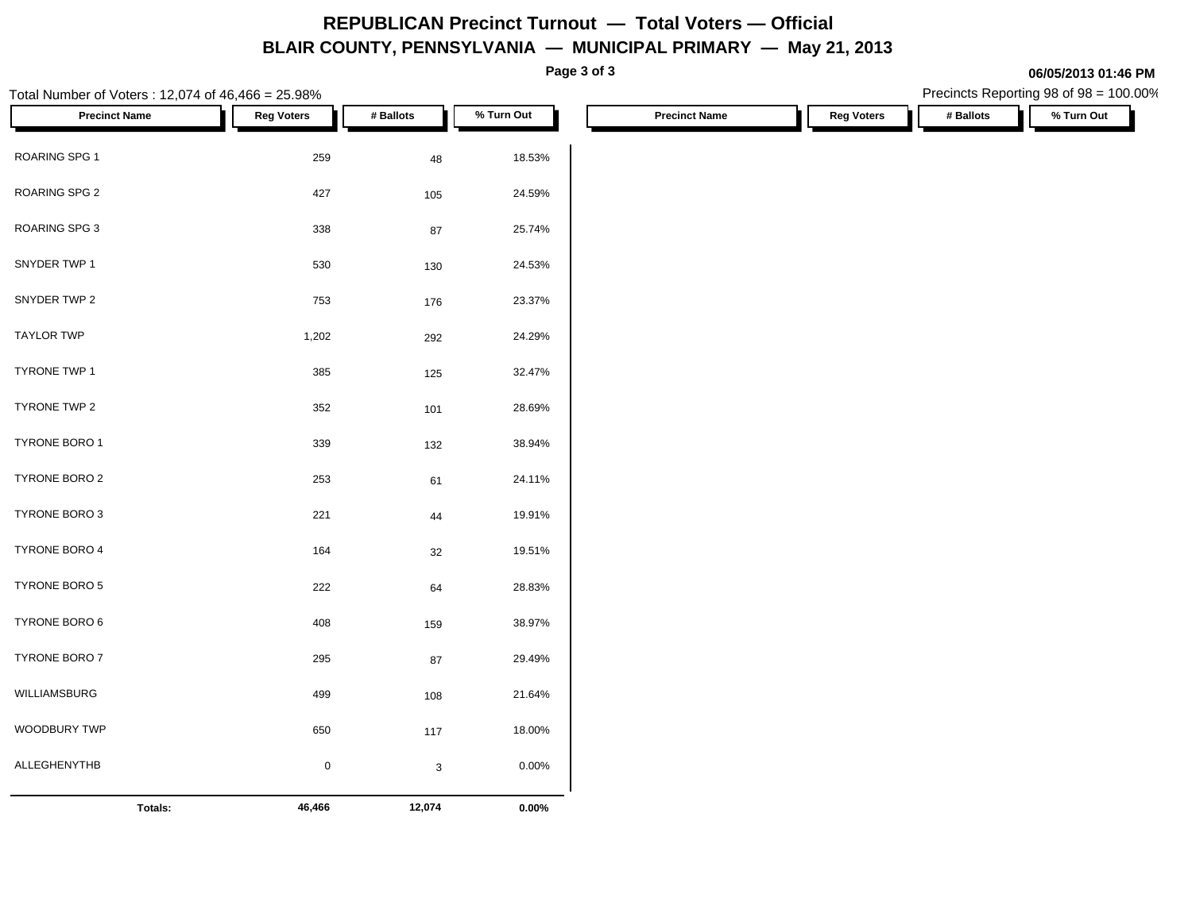# REPUBLICAN Precinct Turnout — Total Voters — Official

## BLAIR COUNTY, PENNSYLVANIA — MUNICIPAL PRIMARY — May 21, 2013

06/05/2013 01:46 PM

Total Number of Voters : 12,074 of 46,466 = 25.98%

Precincts Reporting 98 of 98 = 100.00%

| Precinct Name | Reg Voters | # Ballots | % Turn Out |
|---|---|---|---|
| ROARING SPG 1 | 259 | 48 | 18.53% |
| ROARING SPG 2 | 427 | 105 | 24.59% |
| ROARING SPG 3 | 338 | 87 | 25.74% |
| SNYDER TWP 1 | 530 | 130 | 24.53% |
| SNYDER TWP 2 | 753 | 176 | 23.37% |
| TAYLOR TWP | 1,202 | 292 | 24.29% |
| TYRONE TWP 1 | 385 | 125 | 32.47% |
| TYRONE TWP 2 | 352 | 101 | 28.69% |
| TYRONE BORO 1 | 339 | 132 | 38.94% |
| TYRONE BORO 2 | 253 | 61 | 24.11% |
| TYRONE BORO 3 | 221 | 44 | 19.91% |
| TYRONE BORO 4 | 164 | 32 | 19.51% |
| TYRONE BORO 5 | 222 | 64 | 28.83% |
| TYRONE BORO 6 | 408 | 159 | 38.97% |
| TYRONE BORO 7 | 295 | 87 | 29.49% |
| WILLIAMSBURG | 499 | 108 | 21.64% |
| WOODBURY TWP | 650 | 117 | 18.00% |
| ALLEGHENYTHB | 0 | 3 | 0.00% |
| **Totals:** | **46,466** | **12,074** | **0.00%** |